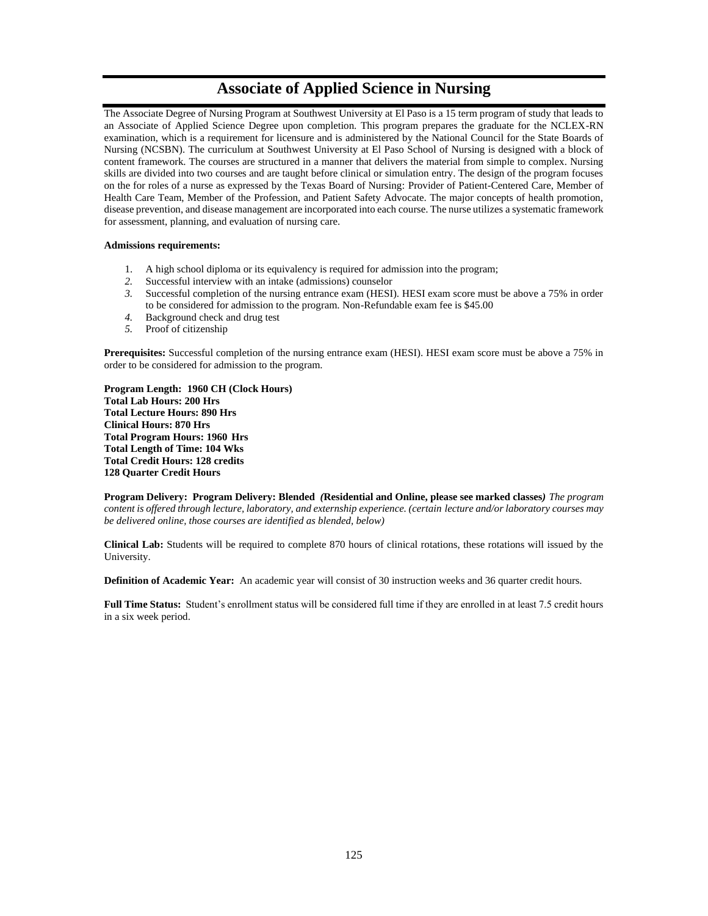# Associate of Applied Science in Nursing

The Associate Degree of Nursing Program at Southwest University at El Paso is a 15 term program of study that leads to an Associate of Applied Science Degree upon completion. This program prepares the graduate for the NCLEX-RN examination, which is a requirement for licensure and is administered by the National Council for the State Boards of Nursing (NCSBN). The curriculum at Southwest University at El Paso School of Nursing is designed with a block of content framework. The courses are structured in a manner that delivers the material from simple to complex. Nursing skills are divided into two courses and are taught before clinical or simulation entry. The design of the program focuses on the for roles of a nurse as expressed by the Texas Board of Nursing: Provider of Patient-Centered Care, Member of Health Care Team, Member of the Profession, and Patient Safety Advocate. The major concepts of health promotion, disease prevention, and disease management are incorporated into each course. The nurse utilizes a systematic framework for assessment, planning, and evaluation of nursing care.

**Admissions requirements:**

1. A high school diploma or its equivalency is required for admission into the program;
2. Successful interview with an intake (admissions) counselor
3. Successful completion of the nursing entrance exam (HESI). HESI exam score must be above a 75% in order to be considered for admission to the program. Non-Refundable exam fee is $45.00
4. Background check and drug test
5. Proof of citizenship

**Prerequisites:** Successful completion of the nursing entrance exam (HESI). HESI exam score must be above a 75% in order to be considered for admission to the program.

**Program Length: 1960 CH (Clock Hours)**
**Total Lab Hours: 200 Hrs**
**Total Lecture Hours: 890 Hrs**
**Clinical Hours: 870 Hrs**
**Total Program Hours: 1960 Hrs**
**Total Length of Time: 104 Wks**
**Total Credit Hours: 128 credits**
**128 Quarter Credit Hours**

**Program Delivery: Program Delivery: Blended *(*Residential and Online, please see marked classes*)*** *The program content is offered through lecture, laboratory, and externship experience. (certain lecture and/or laboratory courses may be delivered online, those courses are identified as blended, below)*

**Clinical Lab:** Students will be required to complete 870 hours of clinical rotations, these rotations will issued by the University.

**Definition of Academic Year:** An academic year will consist of 30 instruction weeks and 36 quarter credit hours.

**Full Time Status:** Student's enrollment status will be considered full time if they are enrolled in at least 7.5 credit hours in a six week period.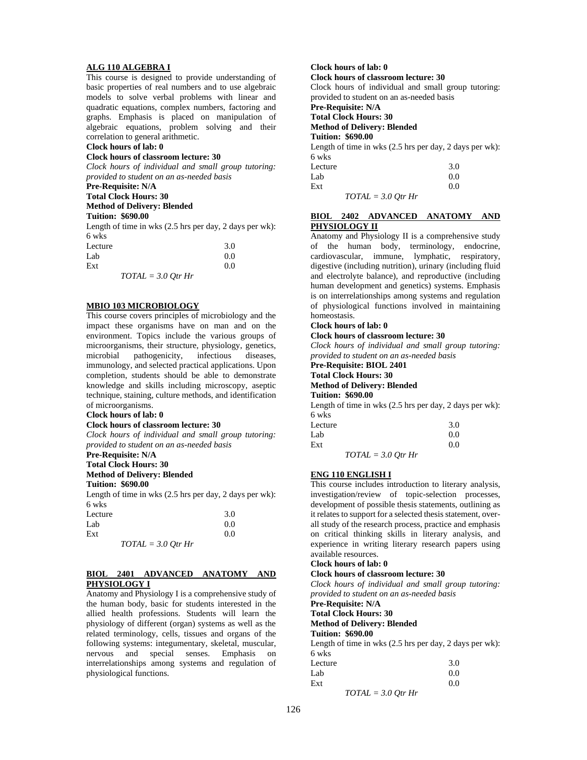### ALG 110 ALGEBRA I

This course is designed to provide understanding of basic properties of real numbers and to use algebraic models to solve verbal problems with linear and quadratic equations, complex numbers, factoring and graphs. Emphasis is placed on manipulation of algebraic equations, problem solving and their correlation to general arithmetic.

**Clock hours of lab: 0**
**Clock hours of classroom lecture: 30**
*Clock hours of individual and small group tutoring: provided to student on an as-needed basis*
**Pre-Requisite: N/A**
**Total Clock Hours: 30**
**Method of Delivery: Blended**
**Tuition: $690.00**
Length of time in wks (2.5 hrs per day, 2 days per wk): 6 wks

| | |
|---|---|
| Lecture | 3.0 |
| Lab | 0.0 |
| Ext | 0.0 |

*TOTAL = 3.0 Qtr Hr*

### MBIO 103 MICROBIOLOGY

This course covers principles of microbiology and the impact these organisms have on man and on the environment. Topics include the various groups of microorganisms, their structure, physiology, genetics, microbial pathogenicity, infectious diseases, immunology, and selected practical applications. Upon completion, students should be able to demonstrate knowledge and skills including microscopy, aseptic technique, staining, culture methods, and identification of microorganisms.

**Clock hours of lab: 0**
**Clock hours of classroom lecture: 30**
*Clock hours of individual and small group tutoring: provided to student on an as-needed basis*
**Pre-Requisite: N/A**
**Total Clock Hours: 30**
**Method of Delivery: Blended**
**Tuition: $690.00**
Length of time in wks (2.5 hrs per day, 2 days per wk): 6 wks

| | |
|---|---|
| Lecture | 3.0 |
| Lab | 0.0 |
| Ext | 0.0 |

*TOTAL = 3.0 Qtr Hr*

### BIOL 2401 ADVANCED ANATOMY AND PHYSIOLOGY I

Anatomy and Physiology I is a comprehensive study of the human body, basic for students interested in the allied health professions. Students will learn the physiology of different (organ) systems as well as the related terminology, cells, tissues and organs of the following systems: integumentary, skeletal, muscular, nervous and special senses. Emphasis on interrelationships among systems and regulation of physiological functions.

**Clock hours of lab: 0**
**Clock hours of classroom lecture: 30**
Clock hours of individual and small group tutoring: provided to student on an as-needed basis
**Pre-Requisite: N/A**
**Total Clock Hours: 30**
**Method of Delivery: Blended**
**Tuition: $690.00**
Length of time in wks (2.5 hrs per day, 2 days per wk): 6 wks

| | |
|---|---|
| Lecture | 3.0 |
| Lab | 0.0 |
| Ext | 0.0 |

*TOTAL = 3.0 Qtr Hr*

### BIOL 2402 ADVANCED ANATOMY AND PHYSIOLOGY II

Anatomy and Physiology II is a comprehensive study of the human body, terminology, endocrine, cardiovascular, immune, lymphatic, respiratory, digestive (including nutrition), urinary (including fluid and electrolyte balance), and reproductive (including human development and genetics) systems. Emphasis is on interrelationships among systems and regulation of physiological functions involved in maintaining homeostasis.

**Clock hours of lab: 0**
**Clock hours of classroom lecture: 30**
*Clock hours of individual and small group tutoring: provided to student on an as-needed basis*
**Pre-Requisite: BIOL 2401**
**Total Clock Hours: 30**
**Method of Delivery: Blended**
**Tuition: $690.00**
Length of time in wks (2.5 hrs per day, 2 days per wk): 6 wks

| | |
|---|---|
| Lecture | 3.0 |
| Lab | 0.0 |
| Ext | 0.0 |

*TOTAL = 3.0 Qtr Hr*

### ENG 110 ENGLISH I

This course includes introduction to literary analysis, investigation/review of topic-selection processes, development of possible thesis statements, outlining as it relates to support for a selected thesis statement, overall study of the research process, practice and emphasis on critical thinking skills in literary analysis, and experience in writing literary research papers using available resources.

**Clock hours of lab: 0**
**Clock hours of classroom lecture: 30**
*Clock hours of individual and small group tutoring: provided to student on an as-needed basis*
**Pre-Requisite: N/A**
**Total Clock Hours: 30**
**Method of Delivery: Blended**
**Tuition: $690.00**
Length of time in wks (2.5 hrs per day, 2 days per wk): 6 wks

| | |
|---|---|
| Lecture | 3.0 |
| Lab | 0.0 |
| Ext | 0.0 |

*TOTAL = 3.0 Qtr Hr*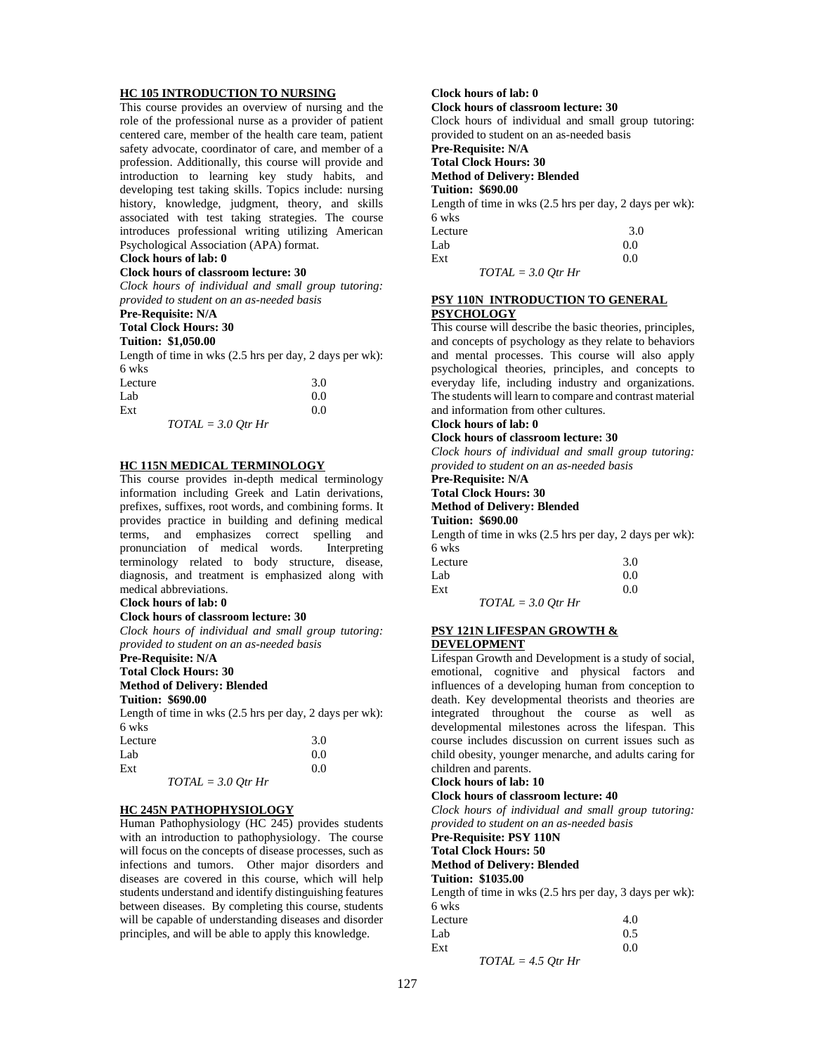**HC 105 INTRODUCTION TO NURSING**

This course provides an overview of nursing and the role of the professional nurse as a provider of patient centered care, member of the health care team, patient safety advocate, coordinator of care, and member of a profession. Additionally, this course will provide and introduction to learning key study habits, and developing test taking skills. Topics include: nursing history, knowledge, judgment, theory, and skills associated with test taking strategies. The course introduces professional writing utilizing American Psychological Association (APA) format.

**Clock hours of lab: 0**
**Clock hours of classroom lecture: 30**
*Clock hours of individual and small group tutoring: provided to student on an as-needed basis*
**Pre-Requisite: N/A**
**Total Clock Hours: 30**
**Tuition: $1,050.00**

Length of time in wks (2.5 hrs per day, 2 days per wk): 6 wks

| | |
|---|---|
| Lecture | 3.0 |
| Lab | 0.0 |
| Ext | 0.0 |

*TOTAL = 3.0 Qtr Hr*

**HC 115N MEDICAL TERMINOLOGY**

This course provides in-depth medical terminology information including Greek and Latin derivations, prefixes, suffixes, root words, and combining forms. It provides practice in building and defining medical terms, and emphasizes correct spelling and pronunciation of medical words. Interpreting terminology related to body structure, disease, diagnosis, and treatment is emphasized along with medical abbreviations.

**Clock hours of lab: 0**
**Clock hours of classroom lecture: 30**
*Clock hours of individual and small group tutoring: provided to student on an as-needed basis*
**Pre-Requisite: N/A**
**Total Clock Hours: 30**
**Method of Delivery: Blended**
**Tuition: $690.00**

Length of time in wks (2.5 hrs per day, 2 days per wk): 6 wks

| | |
|---|---|
| Lecture | 3.0 |
| Lab | 0.0 |
| Ext | 0.0 |

*TOTAL = 3.0 Qtr Hr*

**HC 245N PATHOPHYSIOLOGY**

Human Pathophysiology (HC 245) provides students with an introduction to pathophysiology. The course will focus on the concepts of disease processes, such as infections and tumors. Other major disorders and diseases are covered in this course, which will help students understand and identify distinguishing features between diseases. By completing this course, students will be capable of understanding diseases and disorder principles, and will be able to apply this knowledge.

**Clock hours of lab: 0**
**Clock hours of classroom lecture: 30**
Clock hours of individual and small group tutoring: provided to student on an as-needed basis
**Pre-Requisite: N/A**
**Total Clock Hours: 30**
**Method of Delivery: Blended**
**Tuition: $690.00**

Length of time in wks (2.5 hrs per day, 2 days per wk): 6 wks

| | |
|---|---|
| Lecture | 3.0 |
| Lab | 0.0 |
| Ext | 0.0 |

*TOTAL = 3.0 Qtr Hr*

**PSY 110N INTRODUCTION TO GENERAL PSYCHOLOGY**

This course will describe the basic theories, principles, and concepts of psychology as they relate to behaviors and mental processes. This course will also apply psychological theories, principles, and concepts to everyday life, including industry and organizations. The students will learn to compare and contrast material and information from other cultures.

**Clock hours of lab: 0**
**Clock hours of classroom lecture: 30**
*Clock hours of individual and small group tutoring: provided to student on an as-needed basis*
**Pre-Requisite: N/A**
**Total Clock Hours: 30**
**Method of Delivery: Blended**
**Tuition: $690.00**

Length of time in wks (2.5 hrs per day, 2 days per wk): 6 wks

| | |
|---|---|
| Lecture | 3.0 |
| Lab | 0.0 |
| Ext | 0.0 |

*TOTAL = 3.0 Qtr Hr*

**PSY 121N LIFESPAN GROWTH & DEVELOPMENT**

Lifespan Growth and Development is a study of social, emotional, cognitive and physical factors and influences of a developing human from conception to death. Key developmental theorists and theories are integrated throughout the course as well as developmental milestones across the lifespan. This course includes discussion on current issues such as child obesity, younger menarche, and adults caring for children and parents.

**Clock hours of lab: 10**
**Clock hours of classroom lecture: 40**
*Clock hours of individual and small group tutoring: provided to student on an as-needed basis*
**Pre-Requisite: PSY 110N**
**Total Clock Hours: 50**
**Method of Delivery: Blended**
**Tuition: $1035.00**

Length of time in wks (2.5 hrs per day, 3 days per wk): 6 wks

| | |
|---|---|
| Lecture | 4.0 |
| Lab | 0.5 |
| Ext | 0.0 |

*TOTAL = 4.5 Qtr Hr*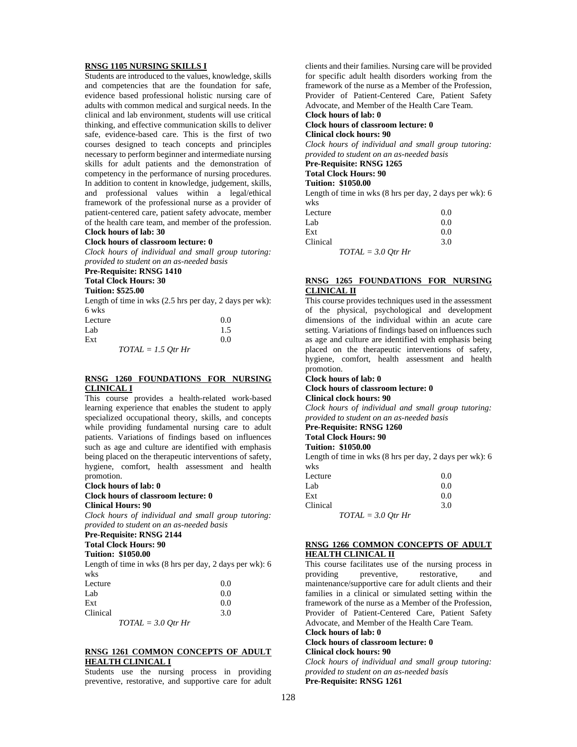**RNSG 1105 NURSING SKILLS I**

Students are introduced to the values, knowledge, skills and competencies that are the foundation for safe, evidence based professional holistic nursing care of adults with common medical and surgical needs. In the clinical and lab environment, students will use critical thinking, and effective communication skills to deliver safe, evidence-based care. This is the first of two courses designed to teach concepts and principles necessary to perform beginner and intermediate nursing skills for adult patients and the demonstration of competency in the performance of nursing procedures. In addition to content in knowledge, judgement, skills, and professional values within a legal/ethical framework of the professional nurse as a provider of patient-centered care, patient safety advocate, member of the health care team, and member of the profession.

**Clock hours of lab: 30**
**Clock hours of classroom lecture: 0**
*Clock hours of individual and small group tutoring: provided to student on an as-needed basis*
**Pre-Requisite: RNSG 1410**
**Total Clock Hours: 30**
**Tuition: $525.00**

Length of time in wks (2.5 hrs per day, 2 days per wk): 6 wks

| | |
|---|---|
| Lecture | 0.0 |
| Lab | 1.5 |
| Ext | 0.0 |

*TOTAL = 1.5 Qtr Hr*

**RNSG 1260 FOUNDATIONS FOR NURSING CLINICAL I**

This course provides a health-related work-based learning experience that enables the student to apply specialized occupational theory, skills, and concepts while providing fundamental nursing care to adult patients. Variations of findings based on influences such as age and culture are identified with emphasis being placed on the therapeutic interventions of safety, hygiene, comfort, health assessment and health promotion.

**Clock hours of lab: 0**
**Clock hours of classroom lecture: 0**
**Clinical Hours: 90**
*Clock hours of individual and small group tutoring: provided to student on an as-needed basis*
**Pre-Requisite: RNSG 2144**
**Total Clock Hours: 90**
**Tuition: $1050.00**

Length of time in wks (8 hrs per day, 2 days per wk): 6 wks

| | |
|---|---|
| Lecture | 0.0 |
| Lab | 0.0 |
| Ext | 0.0 |
| Clinical | 3.0 |

*TOTAL = 3.0 Qtr Hr*

**RNSG 1261 COMMON CONCEPTS OF ADULT HEALTH CLINICAL I**

Students use the nursing process in providing preventive, restorative, and supportive care for adult clients and their families. Nursing care will be provided for specific adult health disorders working from the framework of the nurse as a Member of the Profession, Provider of Patient-Centered Care, Patient Safety Advocate, and Member of the Health Care Team.

**Clock hours of lab: 0**
**Clock hours of classroom lecture: 0**
**Clinical clock hours: 90**
*Clock hours of individual and small group tutoring: provided to student on an as-needed basis*
**Pre-Requisite: RNSG 1265**
**Total Clock Hours: 90**
**Tuition: $1050.00**

Length of time in wks (8 hrs per day, 2 days per wk): 6 wks

| | |
|---|---|
| Lecture | 0.0 |
| Lab | 0.0 |
| Ext | 0.0 |
| Clinical | 3.0 |

*TOTAL = 3.0 Qtr Hr*

**RNSG 1265 FOUNDATIONS FOR NURSING CLINICAL II**

This course provides techniques used in the assessment of the physical, psychological and development dimensions of the individual within an acute care setting. Variations of findings based on influences such as age and culture are identified with emphasis being placed on the therapeutic interventions of safety, hygiene, comfort, health assessment and health promotion.

**Clock hours of lab: 0**
**Clock hours of classroom lecture: 0**
**Clinical clock hours: 90**
*Clock hours of individual and small group tutoring: provided to student on an as-needed basis*
**Pre-Requisite: RNSG 1260**
**Total Clock Hours: 90**
**Tuition: $1050.00**

Length of time in wks (8 hrs per day, 2 days per wk): 6 wks

| | |
|---|---|
| Lecture | 0.0 |
| Lab | 0.0 |
| Ext | 0.0 |
| Clinical | 3.0 |

*TOTAL = 3.0 Qtr Hr*

**RNSG 1266 COMMON CONCEPTS OF ADULT HEALTH CLINICAL II**

This course facilitates use of the nursing process in providing preventive, restorative, and maintenance/supportive care for adult clients and their families in a clinical or simulated setting within the framework of the nurse as a Member of the Profession, Provider of Patient-Centered Care, Patient Safety Advocate, and Member of the Health Care Team.

**Clock hours of lab: 0**
**Clock hours of classroom lecture: 0**
**Clinical clock hours: 90**
*Clock hours of individual and small group tutoring: provided to student on an as-needed basis*
**Pre-Requisite: RNSG 1261**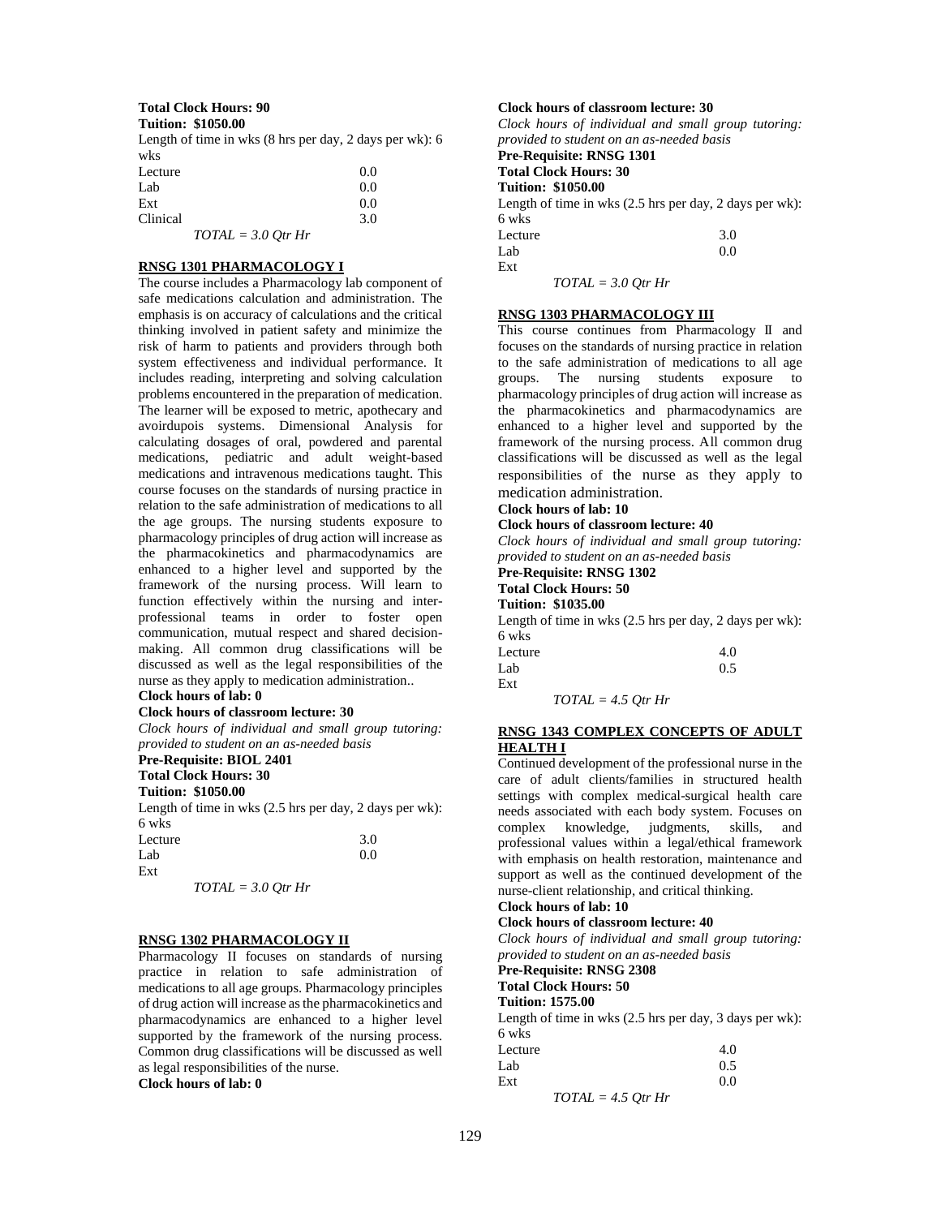**Total Clock Hours: 90**
**Tuition: $1050.00**

Length of time in wks (8 hrs per day, 2 days per wk): 6 wks

| | |
|---|---|
| Lecture | 0.0 |
| Lab | 0.0 |
| Ext | 0.0 |
| Clinical | 3.0 |

*TOTAL = 3.0 Qtr Hr*

## RNSG 1301 PHARMACOLOGY I

The course includes a Pharmacology lab component of safe medications calculation and administration. The emphasis is on accuracy of calculations and the critical thinking involved in patient safety and minimize the risk of harm to patients and providers through both system effectiveness and individual performance. It includes reading, interpreting and solving calculation problems encountered in the preparation of medication. The learner will be exposed to metric, apothecary and avoirdupois systems. Dimensional Analysis for calculating dosages of oral, powdered and parental medications, pediatric and adult weight-based medications and intravenous medications taught. This course focuses on the standards of nursing practice in relation to the safe administration of medications to all the age groups. The nursing students exposure to pharmacology principles of drug action will increase as the pharmacokinetics and pharmacodynamics are enhanced to a higher level and supported by the framework of the nursing process. Will learn to function effectively within the nursing and inter-professional teams in order to foster open communication, mutual respect and shared decision-making. All common drug classifications will be discussed as well as the legal responsibilities of the nurse as they apply to medication administration..

**Clock hours of lab: 0**
**Clock hours of classroom lecture: 30**
*Clock hours of individual and small group tutoring: provided to student on an as-needed basis*
**Pre-Requisite: BIOL 2401**
**Total Clock Hours: 30**
**Tuition: $1050.00**

Length of time in wks (2.5 hrs per day, 2 days per wk): 6 wks

| | |
|---|---|
| Lecture | 3.0 |
| Lab | 0.0 |
| Ext | |

*TOTAL = 3.0 Qtr Hr*

## RNSG 1302 PHARMACOLOGY II

Pharmacology II focuses on standards of nursing practice in relation to safe administration of medications to all age groups. Pharmacology principles of drug action will increase as the pharmacokinetics and pharmacodynamics are enhanced to a higher level supported by the framework of the nursing process. Common drug classifications will be discussed as well as legal responsibilities of the nurse.

**Clock hours of lab: 0**
**Clock hours of classroom lecture: 30**
*Clock hours of individual and small group tutoring: provided to student on an as-needed basis*
**Pre-Requisite: RNSG 1301**
**Total Clock Hours: 30**
**Tuition: $1050.00**

Length of time in wks (2.5 hrs per day, 2 days per wk): 6 wks

| | |
|---|---|
| Lecture | 3.0 |
| Lab | 0.0 |
| Ext | |

*TOTAL = 3.0 Qtr Hr*

## RNSG 1303 PHARMACOLOGY III

This course continues from Pharmacology II and focuses on the standards of nursing practice in relation to the safe administration of medications to all age groups. The nursing students exposure to pharmacology principles of drug action will increase as the pharmacokinetics and pharmacodynamics are enhanced to a higher level and supported by the framework of the nursing process. All common drug classifications will be discussed as well as the legal responsibilities of the nurse as they apply to medication administration.

**Clock hours of lab: 10**
**Clock hours of classroom lecture: 40**
*Clock hours of individual and small group tutoring: provided to student on an as-needed basis*
**Pre-Requisite: RNSG 1302**
**Total Clock Hours: 50**
**Tuition: $1035.00**

Length of time in wks (2.5 hrs per day, 2 days per wk): 6 wks

| | |
|---|---|
| Lecture | 4.0 |
| Lab | 0.5 |
| Ext | |

*TOTAL = 4.5 Qtr Hr*

## RNSG 1343 COMPLEX CONCEPTS OF ADULT HEALTH I

Continued development of the professional nurse in the care of adult clients/families in structured health settings with complex medical-surgical health care needs associated with each body system. Focuses on complex knowledge, judgments, skills, and professional values within a legal/ethical framework with emphasis on health restoration, maintenance and support as well as the continued development of the nurse-client relationship, and critical thinking.

**Clock hours of lab: 10**
**Clock hours of classroom lecture: 40**
*Clock hours of individual and small group tutoring: provided to student on an as-needed basis*
**Pre-Requisite: RNSG 2308**
**Total Clock Hours: 50**
**Tuition: 1575.00**

Length of time in wks (2.5 hrs per day, 3 days per wk): 6 wks

| | |
|---|---|
| Lecture | 4.0 |
| Lab | 0.5 |
| Ext | 0.0 |

*TOTAL = 4.5 Qtr Hr*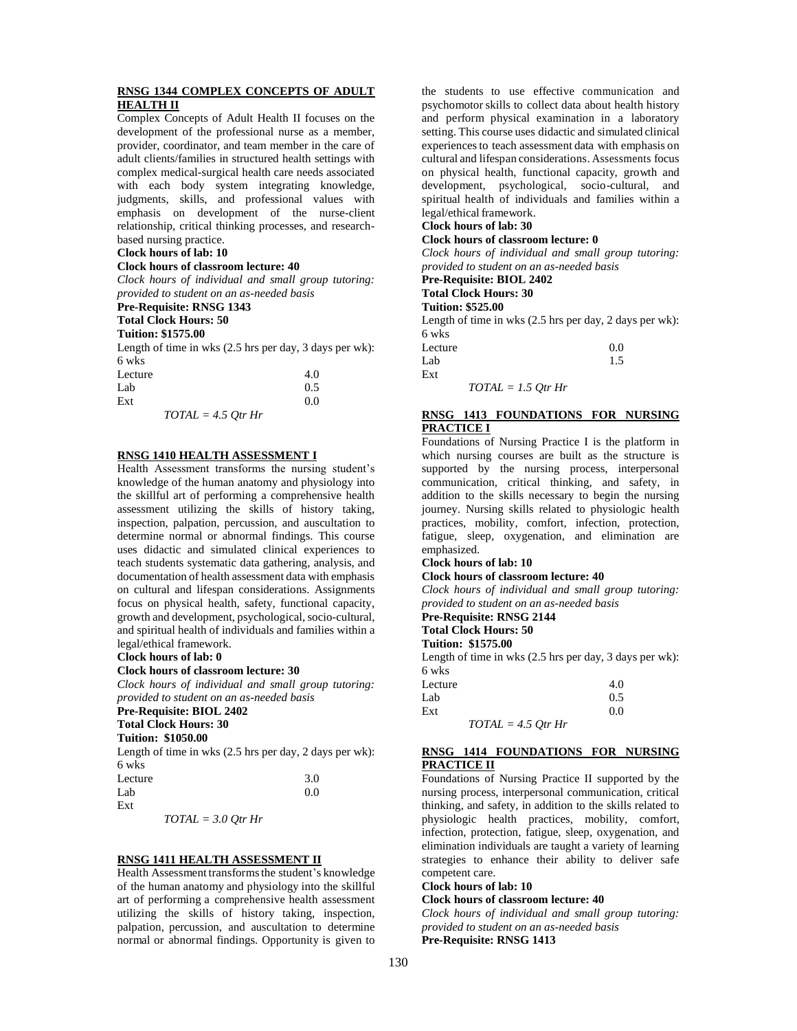**RNSG 1344 COMPLEX CONCEPTS OF ADULT HEALTH II**

Complex Concepts of Adult Health II focuses on the development of the professional nurse as a member, provider, coordinator, and team member in the care of adult clients/families in structured health settings with complex medical-surgical health care needs associated with each body system integrating knowledge, judgments, skills, and professional values with emphasis on development of the nurse-client relationship, critical thinking processes, and research-based nursing practice.

**Clock hours of lab: 10**

**Clock hours of classroom lecture: 40**

*Clock hours of individual and small group tutoring: provided to student on an as-needed basis*

**Pre-Requisite: RNSG 1343**

**Total Clock Hours: 50**

**Tuition: $1575.00**

Length of time in wks (2.5 hrs per day, 3 days per wk): 6 wks

| | |
|---|---|
| Lecture | 4.0 |
| Lab | 0.5 |
| Ext | 0.0 |

*TOTAL = 4.5 Qtr Hr*

**RNSG 1410 HEALTH ASSESSMENT I**

Health Assessment transforms the nursing student's knowledge of the human anatomy and physiology into the skillful art of performing a comprehensive health assessment utilizing the skills of history taking, inspection, palpation, percussion, and auscultation to determine normal or abnormal findings. This course uses didactic and simulated clinical experiences to teach students systematic data gathering, analysis, and documentation of health assessment data with emphasis on cultural and lifespan considerations. Assignments focus on physical health, safety, functional capacity, growth and development, psychological, socio-cultural, and spiritual health of individuals and families within a legal/ethical framework.

**Clock hours of lab: 0**

**Clock hours of classroom lecture: 30**

*Clock hours of individual and small group tutoring: provided to student on an as-needed basis*

**Pre-Requisite: BIOL 2402**

**Total Clock Hours: 30**

**Tuition: $1050.00**

Length of time in wks (2.5 hrs per day, 2 days per wk): 6 wks

| | |
|---|---|
| Lecture | 3.0 |
| Lab | 0.0 |
| Ext | |

*TOTAL = 3.0 Qtr Hr*

**RNSG 1411 HEALTH ASSESSMENT II**

Health Assessment transforms the student's knowledge of the human anatomy and physiology into the skillful art of performing a comprehensive health assessment utilizing the skills of history taking, inspection, palpation, percussion, and auscultation to determine normal or abnormal findings. Opportunity is given to the students to use effective communication and psychomotor skills to collect data about health history and perform physical examination in a laboratory setting. This course uses didactic and simulated clinical experiences to teach assessment data with emphasis on cultural and lifespan considerations. Assessments focus on physical health, functional capacity, growth and development, psychological, socio-cultural, and spiritual health of individuals and families within a legal/ethical framework.

**Clock hours of lab: 30**

**Clock hours of classroom lecture: 0**

*Clock hours of individual and small group tutoring: provided to student on an as-needed basis*

**Pre-Requisite: BIOL 2402**

**Total Clock Hours: 30**

**Tuition: $525.00**

Length of time in wks (2.5 hrs per day, 2 days per wk): 6 wks

| | |
|---|---|
| Lecture | 0.0 |
| Lab | 1.5 |
| Ext | |

*TOTAL = 1.5 Qtr Hr*

**RNSG 1413 FOUNDATIONS FOR NURSING PRACTICE I**

Foundations of Nursing Practice I is the platform in which nursing courses are built as the structure is supported by the nursing process, interpersonal communication, critical thinking, and safety, in addition to the skills necessary to begin the nursing journey. Nursing skills related to physiologic health practices, mobility, comfort, infection, protection, fatigue, sleep, oxygenation, and elimination are emphasized.

**Clock hours of lab: 10**

**Clock hours of classroom lecture: 40**

*Clock hours of individual and small group tutoring: provided to student on an as-needed basis*

**Pre-Requisite: RNSG 2144**

**Total Clock Hours: 50**

**Tuition: $1575.00**

Length of time in wks (2.5 hrs per day, 3 days per wk): 6 wks

| | |
|---|---|
| Lecture | 4.0 |
| Lab | 0.5 |
| Ext | 0.0 |

*TOTAL = 4.5 Qtr Hr*

**RNSG 1414 FOUNDATIONS FOR NURSING PRACTICE II**

Foundations of Nursing Practice II supported by the nursing process, interpersonal communication, critical thinking, and safety, in addition to the skills related to physiologic health practices, mobility, comfort, infection, protection, fatigue, sleep, oxygenation, and elimination individuals are taught a variety of learning strategies to enhance their ability to deliver safe competent care.

**Clock hours of lab: 10**

**Clock hours of classroom lecture: 40**

*Clock hours of individual and small group tutoring: provided to student on an as-needed basis*

**Pre-Requisite: RNSG 1413**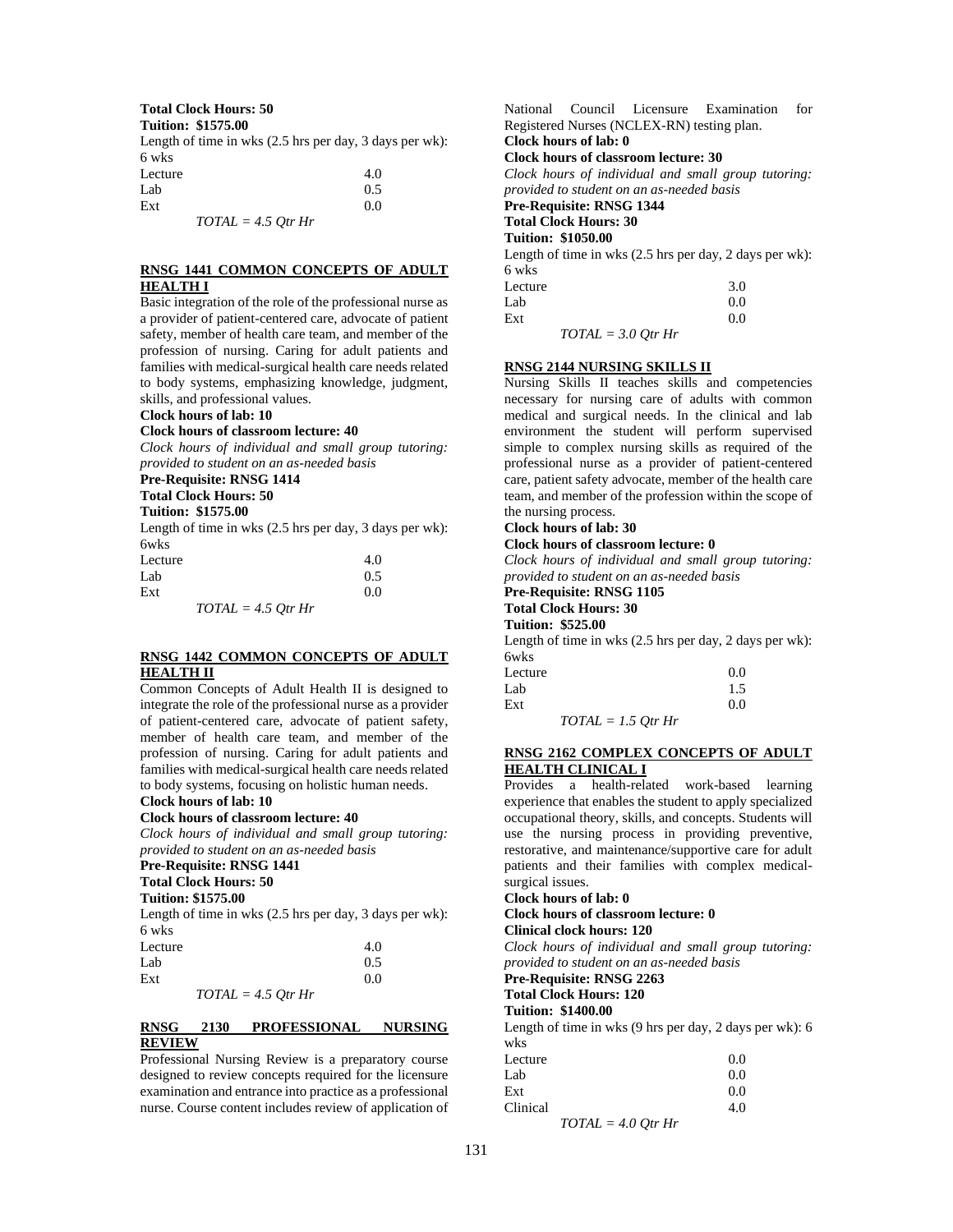**Total Clock Hours: 50**
**Tuition: $1575.00**

Length of time in wks (2.5 hrs per day, 3 days per wk): 6 wks

| | |
|---|---|
| Lecture | 4.0 |
| Lab | 0.5 |
| Ext | 0.0 |

*TOTAL = 4.5 Qtr Hr*

## RNSG 1441 COMMON CONCEPTS OF ADULT HEALTH I

Basic integration of the role of the professional nurse as a provider of patient-centered care, advocate of patient safety, member of health care team, and member of the profession of nursing. Caring for adult patients and families with medical-surgical health care needs related to body systems, emphasizing knowledge, judgment, skills, and professional values.

**Clock hours of lab: 10**
**Clock hours of classroom lecture: 40**
*Clock hours of individual and small group tutoring: provided to student on an as-needed basis*
**Pre-Requisite: RNSG 1414**
**Total Clock Hours: 50**
**Tuition: $1575.00**

Length of time in wks (2.5 hrs per day, 3 days per wk): 6wks

| | |
|---|---|
| Lecture | 4.0 |
| Lab | 0.5 |
| Ext | 0.0 |

*TOTAL = 4.5 Qtr Hr*

## RNSG 1442 COMMON CONCEPTS OF ADULT HEALTH II

Common Concepts of Adult Health II is designed to integrate the role of the professional nurse as a provider of patient-centered care, advocate of patient safety, member of health care team, and member of the profession of nursing. Caring for adult patients and families with medical-surgical health care needs related to body systems, focusing on holistic human needs.

**Clock hours of lab: 10**
**Clock hours of classroom lecture: 40**
*Clock hours of individual and small group tutoring: provided to student on an as-needed basis*
**Pre-Requisite: RNSG 1441**
**Total Clock Hours: 50**
**Tuition: $1575.00**

Length of time in wks (2.5 hrs per day, 3 days per wk): 6 wks

| | |
|---|---|
| Lecture | 4.0 |
| Lab | 0.5 |
| Ext | 0.0 |

*TOTAL = 4.5 Qtr Hr*

## RNSG 2130 PROFESSIONAL NURSING REVIEW

Professional Nursing Review is a preparatory course designed to review concepts required for the licensure examination and entrance into practice as a professional nurse. Course content includes review of application of National Council Licensure Examination for Registered Nurses (NCLEX-RN) testing plan.

**Clock hours of lab: 0**
**Clock hours of classroom lecture: 30**
*Clock hours of individual and small group tutoring: provided to student on an as-needed basis*
**Pre-Requisite: RNSG 1344**
**Total Clock Hours: 30**
**Tuition: $1050.00**

Length of time in wks (2.5 hrs per day, 2 days per wk): 6 wks

| | |
|---|---|
| Lecture | 3.0 |
| Lab | 0.0 |
| Ext | 0.0 |

*TOTAL = 3.0 Qtr Hr*

## RNSG 2144 NURSING SKILLS II

Nursing Skills II teaches skills and competencies necessary for nursing care of adults with common medical and surgical needs. In the clinical and lab environment the student will perform supervised simple to complex nursing skills as required of the professional nurse as a provider of patient-centered care, patient safety advocate, member of the health care team, and member of the profession within the scope of the nursing process.

**Clock hours of lab: 30**
**Clock hours of classroom lecture: 0**
*Clock hours of individual and small group tutoring: provided to student on an as-needed basis*
**Pre-Requisite: RNSG 1105**
**Total Clock Hours: 30**
**Tuition: $525.00**

Length of time in wks (2.5 hrs per day, 2 days per wk): 6wks

| | |
|---|---|
| Lecture | 0.0 |
| Lab | 1.5 |
| Ext | 0.0 |

*TOTAL = 1.5 Qtr Hr*

## RNSG 2162 COMPLEX CONCEPTS OF ADULT HEALTH CLINICAL I

Provides a health-related work-based learning experience that enables the student to apply specialized occupational theory, skills, and concepts. Students will use the nursing process in providing preventive, restorative, and maintenance/supportive care for adult patients and their families with complex medical-surgical issues.

**Clock hours of lab: 0**
**Clock hours of classroom lecture: 0**
**Clinical clock hours: 120**
*Clock hours of individual and small group tutoring: provided to student on an as-needed basis*
**Pre-Requisite: RNSG 2263**
**Total Clock Hours: 120**
**Tuition: $1400.00**

Length of time in wks (9 hrs per day, 2 days per wk): 6 wks

| | |
|---|---|
| Lecture | 0.0 |
| Lab | 0.0 |
| Ext | 0.0 |
| Clinical | 4.0 |

*TOTAL = 4.0 Qtr Hr*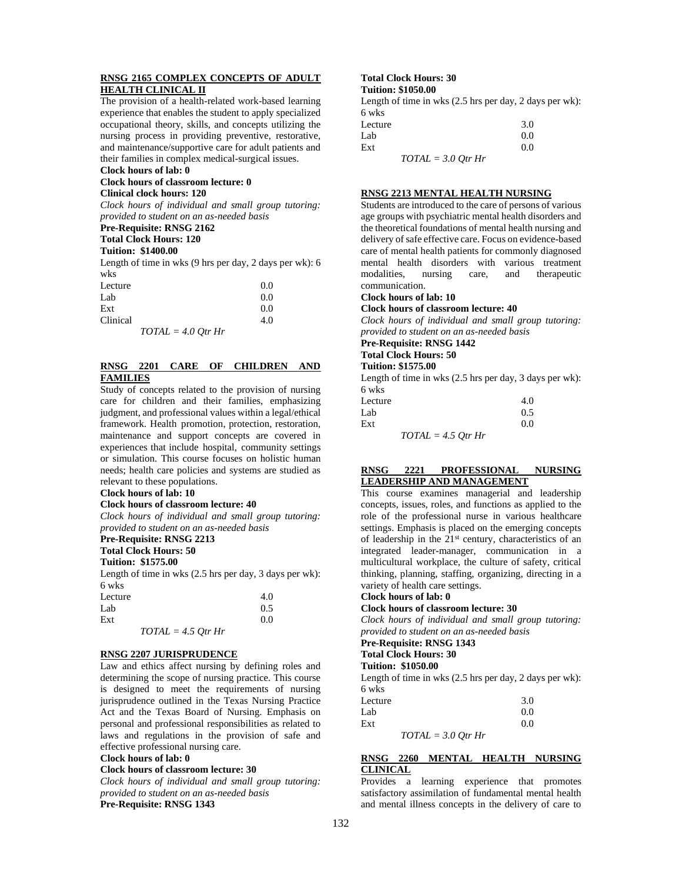### RNSG 2165 COMPLEX CONCEPTS OF ADULT HEALTH CLINICAL II

The provision of a health-related work-based learning experience that enables the student to apply specialized occupational theory, skills, and concepts utilizing the nursing process in providing preventive, restorative, and maintenance/supportive care for adult patients and their families in complex medical-surgical issues.

**Clock hours of lab: 0**
**Clock hours of classroom lecture: 0**
**Clinical clock hours: 120**
*Clock hours of individual and small group tutoring: provided to student on an as-needed basis*
**Pre-Requisite: RNSG 2162**
**Total Clock Hours: 120**
**Tuition: $1400.00**

Length of time in wks (9 hrs per day, 2 days per wk): 6 wks

| | |
|---|---|
| Lecture | 0.0 |
| Lab | 0.0 |
| Ext | 0.0 |
| Clinical | 4.0 |

*TOTAL = 4.0 Qtr Hr*

### RNSG 2201 CARE OF CHILDREN AND FAMILIES

Study of concepts related to the provision of nursing care for children and their families, emphasizing judgment, and professional values within a legal/ethical framework. Health promotion, protection, restoration, maintenance and support concepts are covered in experiences that include hospital, community settings or simulation. This course focuses on holistic human needs; health care policies and systems are studied as relevant to these populations.

**Clock hours of lab: 10**
**Clock hours of classroom lecture: 40**
*Clock hours of individual and small group tutoring: provided to student on an as-needed basis*
**Pre-Requisite: RNSG 2213**
**Total Clock Hours: 50**
**Tuition: $1575.00**

Length of time in wks (2.5 hrs per day, 3 days per wk): 6 wks

| | |
|---|---|
| Lecture | 4.0 |
| Lab | 0.5 |
| Ext | 0.0 |

*TOTAL = 4.5 Qtr Hr*

### RNSG 2207 JURISPRUDENCE

Law and ethics affect nursing by defining roles and determining the scope of nursing practice. This course is designed to meet the requirements of nursing jurisprudence outlined in the Texas Nursing Practice Act and the Texas Board of Nursing. Emphasis on personal and professional responsibilities as related to laws and regulations in the provision of safe and effective professional nursing care.

**Clock hours of lab: 0**
**Clock hours of classroom lecture: 30**
*Clock hours of individual and small group tutoring: provided to student on an as-needed basis*
**Pre-Requisite: RNSG 1343**
**Total Clock Hours: 30**
**Tuition: $1050.00**

Length of time in wks (2.5 hrs per day, 2 days per wk): 6 wks

| | |
|---|---|
| Lecture | 3.0 |
| Lab | 0.0 |
| Ext | 0.0 |

*TOTAL = 3.0 Qtr Hr*

### RNSG 2213 MENTAL HEALTH NURSING

Students are introduced to the care of persons of various age groups with psychiatric mental health disorders and the theoretical foundations of mental health nursing and delivery of safe effective care. Focus on evidence-based care of mental health patients for commonly diagnosed mental health disorders with various treatment modalities, nursing care, and therapeutic communication.

**Clock hours of lab: 10**
**Clock hours of classroom lecture: 40**
*Clock hours of individual and small group tutoring: provided to student on an as-needed basis*
**Pre-Requisite: RNSG 1442**
**Total Clock Hours: 50**
**Tuition: $1575.00**

Length of time in wks (2.5 hrs per day, 3 days per wk): 6 wks

| | |
|---|---|
| Lecture | 4.0 |
| Lab | 0.5 |
| Ext | 0.0 |

*TOTAL = 4.5 Qtr Hr*

### RNSG 2221 PROFESSIONAL NURSING LEADERSHIP AND MANAGEMENT

This course examines managerial and leadership concepts, issues, roles, and functions as applied to the role of the professional nurse in various healthcare settings. Emphasis is placed on the emerging concepts of leadership in the 21st century, characteristics of an integrated leader-manager, communication in a multicultural workplace, the culture of safety, critical thinking, planning, staffing, organizing, directing in a variety of health care settings.

**Clock hours of lab: 0**
**Clock hours of classroom lecture: 30**
*Clock hours of individual and small group tutoring: provided to student on an as-needed basis*
**Pre-Requisite: RNSG 1343**
**Total Clock Hours: 30**
**Tuition: $1050.00**

Length of time in wks (2.5 hrs per day, 2 days per wk): 6 wks

| | |
|---|---|
| Lecture | 3.0 |
| Lab | 0.0 |
| Ext | 0.0 |

*TOTAL = 3.0 Qtr Hr*

### RNSG 2260 MENTAL HEALTH NURSING CLINICAL

Provides a learning experience that promotes satisfactory assimilation of fundamental mental health and mental illness concepts in the delivery of care to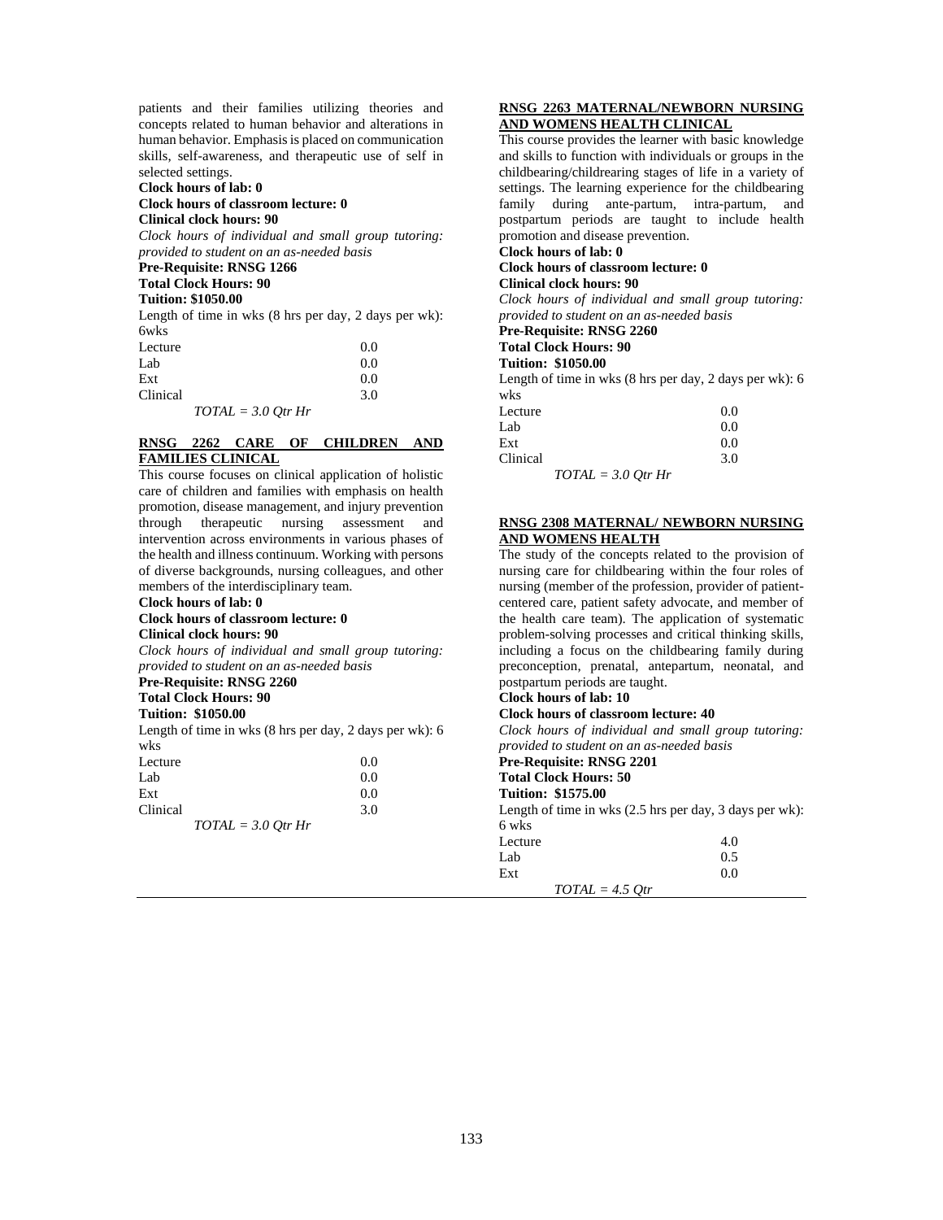patients and their families utilizing theories and concepts related to human behavior and alterations in human behavior. Emphasis is placed on communication skills, self-awareness, and therapeutic use of self in selected settings.

**Clock hours of lab: 0**
**Clock hours of classroom lecture: 0**
**Clinical clock hours: 90**
*Clock hours of individual and small group tutoring: provided to student on an as-needed basis*
**Pre-Requisite: RNSG 1266**
**Total Clock Hours: 90**
**Tuition: $1050.00**

Length of time in wks (8 hrs per day, 2 days per wk): 6wks

| | |
|---|---|
| Lecture | 0.0 |
| Lab | 0.0 |
| Ext | 0.0 |
| Clinical | 3.0 |

*TOTAL = 3.0 Qtr Hr*

**RNSG 2262 CARE OF CHILDREN AND FAMILIES CLINICAL**

This course focuses on clinical application of holistic care of children and families with emphasis on health promotion, disease management, and injury prevention through therapeutic nursing assessment and intervention across environments in various phases of the health and illness continuum. Working with persons of diverse backgrounds, nursing colleagues, and other members of the interdisciplinary team.

**Clock hours of lab: 0**
**Clock hours of classroom lecture: 0**
**Clinical clock hours: 90**
*Clock hours of individual and small group tutoring: provided to student on an as-needed basis*
**Pre-Requisite: RNSG 2260**
**Total Clock Hours: 90**
**Tuition: $1050.00**

Length of time in wks (8 hrs per day, 2 days per wk): 6 wks

| | |
|---|---|
| Lecture | 0.0 |
| Lab | 0.0 |
| Ext | 0.0 |
| Clinical | 3.0 |

*TOTAL = 3.0 Qtr Hr*

**RNSG 2263 MATERNAL/NEWBORN NURSING AND WOMENS HEALTH CLINICAL**

This course provides the learner with basic knowledge and skills to function with individuals or groups in the childbearing/childrearing stages of life in a variety of settings. The learning experience for the childbearing family during ante-partum, intra-partum, and postpartum periods are taught to include health promotion and disease prevention.

**Clock hours of lab: 0**
**Clock hours of classroom lecture: 0**
**Clinical clock hours: 90**
*Clock hours of individual and small group tutoring: provided to student on an as-needed basis*
**Pre-Requisite: RNSG 2260**
**Total Clock Hours: 90**
**Tuition: $1050.00**

Length of time in wks (8 hrs per day, 2 days per wk): 6 wks

| | |
|---|---|
| Lecture | 0.0 |
| Lab | 0.0 |
| Ext | 0.0 |
| Clinical | 3.0 |

*TOTAL = 3.0 Qtr Hr*

**RNSG 2308 MATERNAL/ NEWBORN NURSING AND WOMENS HEALTH**

The study of the concepts related to the provision of nursing care for childbearing within the four roles of nursing (member of the profession, provider of patient-centered care, patient safety advocate, and member of the health care team). The application of systematic problem-solving processes and critical thinking skills, including a focus on the childbearing family during preconception, prenatal, antepartum, neonatal, and postpartum periods are taught.

**Clock hours of lab: 10**
**Clock hours of classroom lecture: 40**
*Clock hours of individual and small group tutoring: provided to student on an as-needed basis*
**Pre-Requisite: RNSG 2201**
**Total Clock Hours: 50**
**Tuition: $1575.00**

Length of time in wks (2.5 hrs per day, 3 days per wk): 6 wks

| | |
|---|---|
| Lecture | 4.0 |
| Lab | 0.5 |
| Ext | 0.0 |

*TOTAL = 4.5 Qtr*